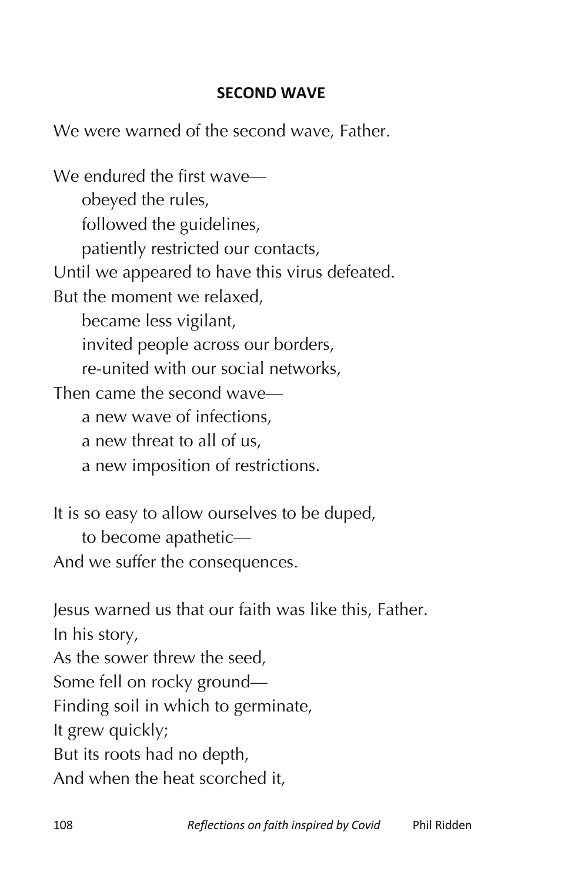**SECOND WAVE**

We were warned of the second wave, Father.

We endured the first wave—
&nbsp;&nbsp;&nbsp;&nbsp;obeyed the rules,
&nbsp;&nbsp;&nbsp;&nbsp;followed the guidelines,
&nbsp;&nbsp;&nbsp;&nbsp;patiently restricted our contacts,
Until we appeared to have this virus defeated.
But the moment we relaxed,
&nbsp;&nbsp;&nbsp;&nbsp;became less vigilant,
&nbsp;&nbsp;&nbsp;&nbsp;invited people across our borders,
&nbsp;&nbsp;&nbsp;&nbsp;re-united with our social networks,
Then came the second wave—
&nbsp;&nbsp;&nbsp;&nbsp;a new wave of infections,
&nbsp;&nbsp;&nbsp;&nbsp;a new threat to all of us,
&nbsp;&nbsp;&nbsp;&nbsp;a new imposition of restrictions.

It is so easy to allow ourselves to be duped,
&nbsp;&nbsp;&nbsp;&nbsp;to become apathetic—
And we suffer the consequences.

Jesus warned us that our faith was like this, Father.
In his story,
As the sower threw the seed,
Some fell on rocky ground—
Finding soil in which to germinate,
It grew quickly;
But its roots had no depth,
And when the heat scorched it,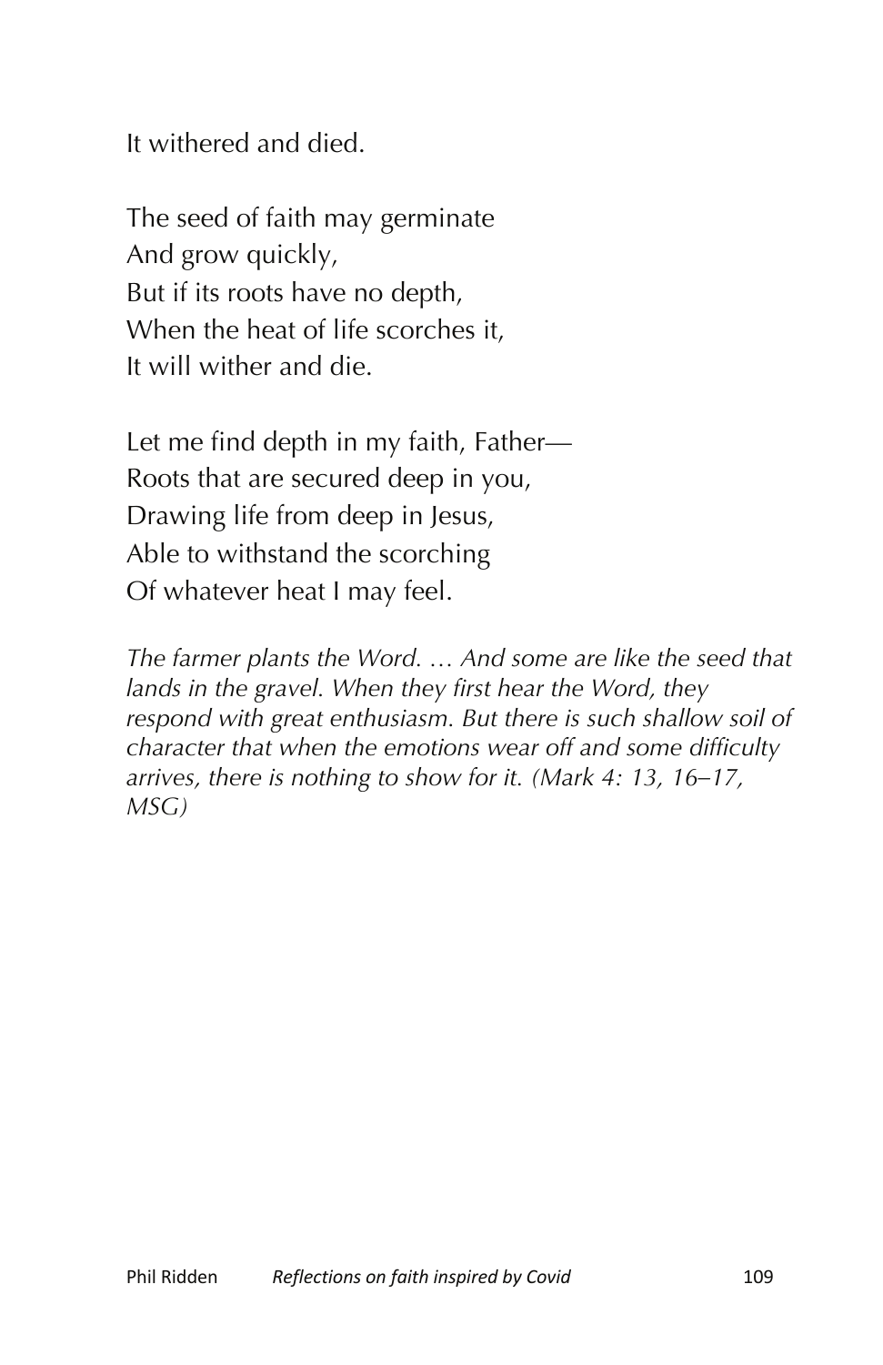It withered and died.

The seed of faith may germinate
And grow quickly,
But if its roots have no depth,
When the heat of life scorches it,
It will wither and die.

Let me find depth in my faith, Father—
Roots that are secured deep in you,
Drawing life from deep in Jesus,
Able to withstand the scorching
Of whatever heat I may feel.

*The farmer plants the Word. … And some are like the seed that lands in the gravel. When they first hear the Word, they respond with great enthusiasm. But there is such shallow soil of character that when the emotions wear off and some difficulty arrives, there is nothing to show for it. (Mark 4: 13, 16–17, MSG)*